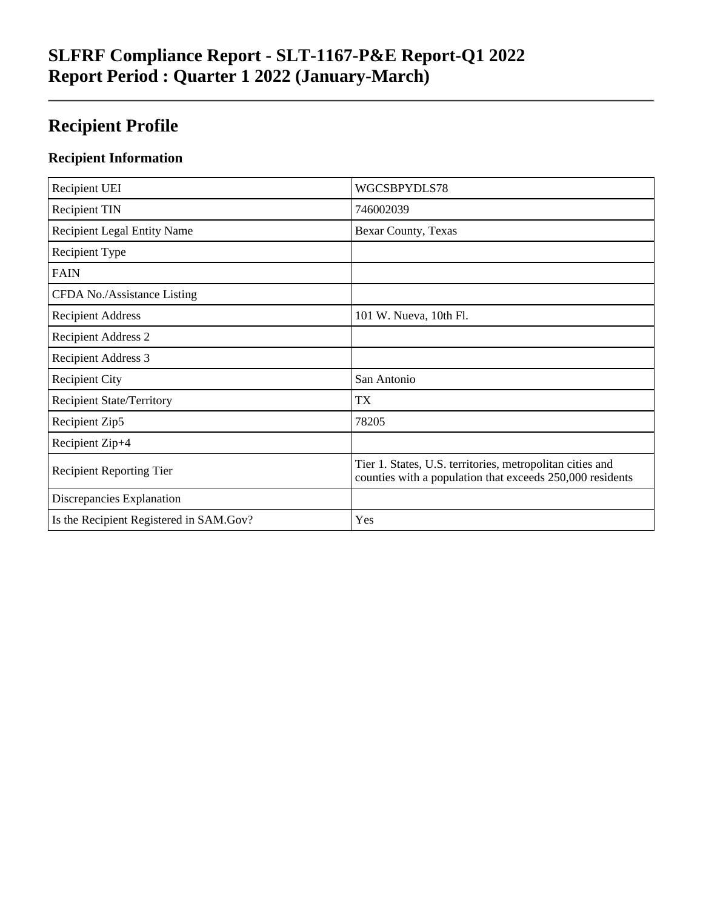# SLFRF Compliance Report - SLT-1167-P&E Report-Q1 2022
# Report Period : Quarter 1 2022 (January-March)

---

## Recipient Profile

### Recipient Information

| | |
|---|---|
| Recipient UEI | WGCSBPYDLS78 |
| Recipient TIN | 746002039 |
| Recipient Legal Entity Name | Bexar County, Texas |
| Recipient Type | |
| FAIN | |
| CFDA No./Assistance Listing | |
| Recipient Address | 101 W. Nueva, 10th Fl. |
| Recipient Address 2 | |
| Recipient Address 3 | |
| Recipient City | San Antonio |
| Recipient State/Territory | TX |
| Recipient Zip5 | 78205 |
| Recipient Zip+4 | |
| Recipient Reporting Tier | Tier 1. States, U.S. territories, metropolitan cities and counties with a population that exceeds 250,000 residents |
| Discrepancies Explanation | |
| Is the Recipient Registered in SAM.Gov? | Yes |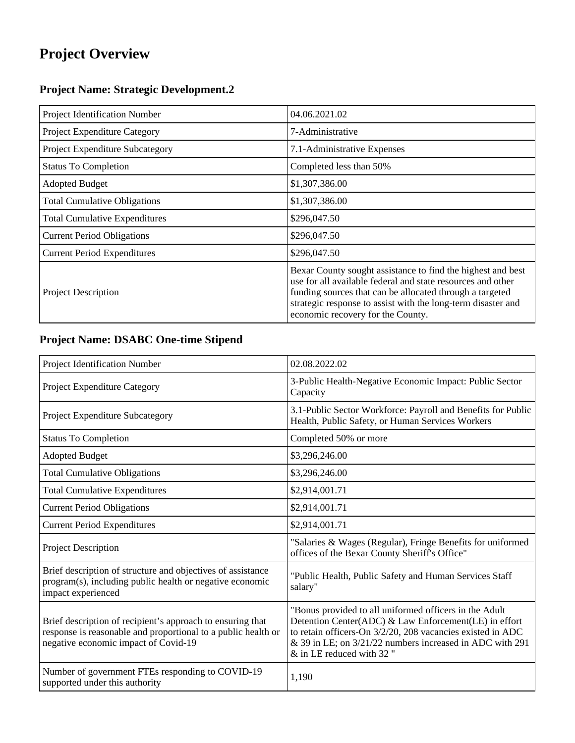# Project Overview

## Project Name: Strategic Development.2

| Project Identification Number | 04.06.2021.02 |
| --- | --- |
| Project Expenditure Category | 7-Administrative |
| Project Expenditure Subcategory | 7.1-Administrative Expenses |
| Status To Completion | Completed less than 50% |
| Adopted Budget | $1,307,386.00 |
| Total Cumulative Obligations | $1,307,386.00 |
| Total Cumulative Expenditures | $296,047.50 |
| Current Period Obligations | $296,047.50 |
| Current Period Expenditures | $296,047.50 |
| Project Description | Bexar County sought assistance to find the highest and best use for all available federal and state resources and other funding sources that can be allocated through a targeted strategic response to assist with the long-term disaster and economic recovery for the County. |

## Project Name: DSABC One-time Stipend

| Project Identification Number | 02.08.2022.02 |
| --- | --- |
| Project Expenditure Category | 3-Public Health-Negative Economic Impact: Public Sector Capacity |
| Project Expenditure Subcategory | 3.1-Public Sector Workforce: Payroll and Benefits for Public Health, Public Safety, or Human Services Workers |
| Status To Completion | Completed 50% or more |
| Adopted Budget | $3,296,246.00 |
| Total Cumulative Obligations | $3,296,246.00 |
| Total Cumulative Expenditures | $2,914,001.71 |
| Current Period Obligations | $2,914,001.71 |
| Current Period Expenditures | $2,914,001.71 |
| Project Description | "Salaries & Wages (Regular), Fringe Benefits for uniformed offices of the Bexar County Sheriff's Office" |
| Brief description of structure and objectives of assistance program(s), including public health or negative economic impact experienced | "Public Health, Public Safety and Human Services Staff salary" |
| Brief description of recipient's approach to ensuring that response is reasonable and proportional to a public health or negative economic impact of Covid-19 | "Bonus provided to all uniformed officers in the Adult Detention Center(ADC) & Law Enforcement(LE) in effort to retain officers-On 3/2/20, 208 vacancies existed in ADC & 39 in LE; on 3/21/22 numbers increased in ADC with 291 & in LE reduced with 32 " |
| Number of government FTEs responding to COVID-19 supported under this authority | 1,190 |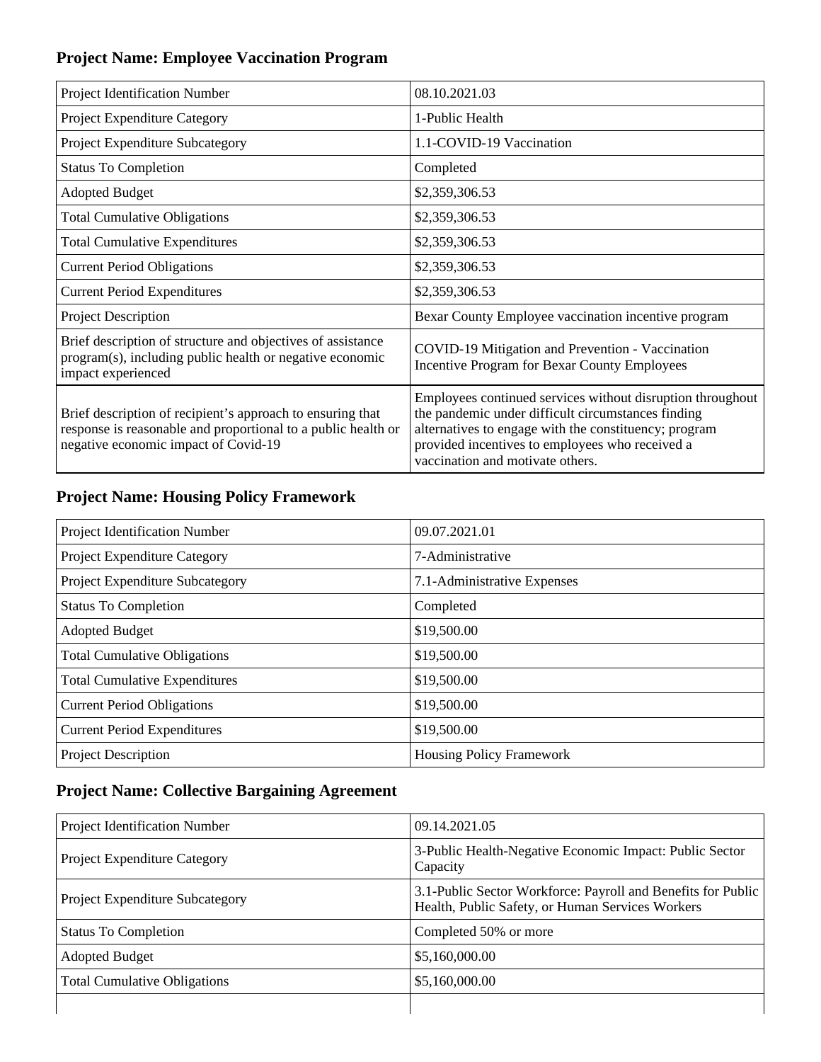### Project Name: Employee Vaccination Program

| | |
|---|---|
| Project Identification Number | 08.10.2021.03 |
| Project Expenditure Category | 1-Public Health |
| Project Expenditure Subcategory | 1.1-COVID-19 Vaccination |
| Status To Completion | Completed |
| Adopted Budget | $2,359,306.53 |
| Total Cumulative Obligations | $2,359,306.53 |
| Total Cumulative Expenditures | $2,359,306.53 |
| Current Period Obligations | $2,359,306.53 |
| Current Period Expenditures | $2,359,306.53 |
| Project Description | Bexar County Employee vaccination incentive program |
| Brief description of structure and objectives of assistance program(s), including public health or negative economic impact experienced | COVID-19 Mitigation and Prevention - Vaccination Incentive Program for Bexar County Employees |
| Brief description of recipient's approach to ensuring that response is reasonable and proportional to a public health or negative economic impact of Covid-19 | Employees continued services without disruption throughout the pandemic under difficult circumstances finding alternatives to engage with the constituency; program provided incentives to employees who received a vaccination and motivate others. |

### Project Name: Housing Policy Framework

| | |
|---|---|
| Project Identification Number | 09.07.2021.01 |
| Project Expenditure Category | 7-Administrative |
| Project Expenditure Subcategory | 7.1-Administrative Expenses |
| Status To Completion | Completed |
| Adopted Budget | $19,500.00 |
| Total Cumulative Obligations | $19,500.00 |
| Total Cumulative Expenditures | $19,500.00 |
| Current Period Obligations | $19,500.00 |
| Current Period Expenditures | $19,500.00 |
| Project Description | Housing Policy Framework |

### Project Name: Collective Bargaining Agreement

| | |
|---|---|
| Project Identification Number | 09.14.2021.05 |
| Project Expenditure Category | 3-Public Health-Negative Economic Impact: Public Sector Capacity |
| Project Expenditure Subcategory | 3.1-Public Sector Workforce: Payroll and Benefits for Public Health, Public Safety, or Human Services Workers |
| Status To Completion | Completed 50% or more |
| Adopted Budget | $5,160,000.00 |
| Total Cumulative Obligations | $5,160,000.00 |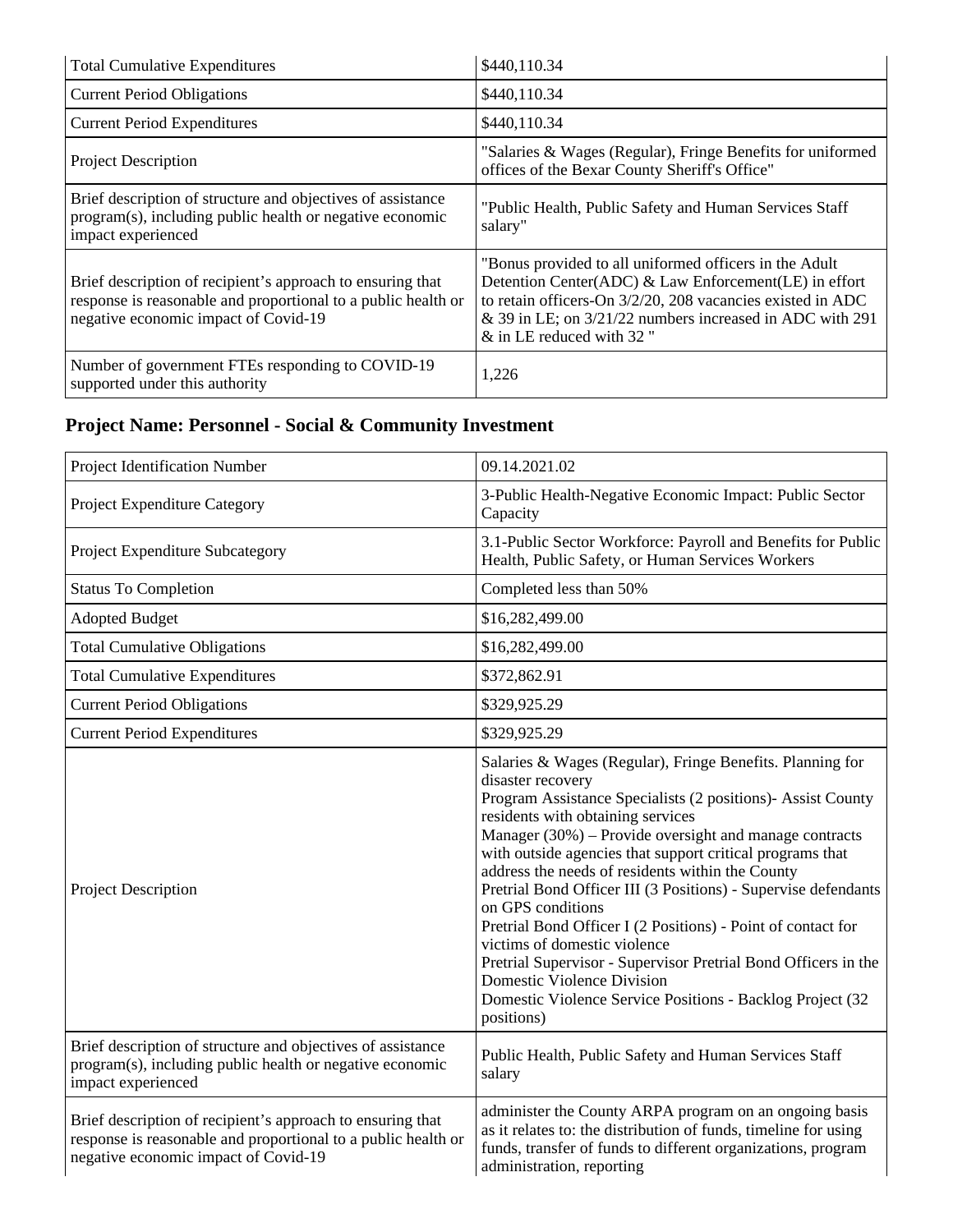| | |
|---|---|
| Total Cumulative Expenditures | $440,110.34 |
| Current Period Obligations | $440,110.34 |
| Current Period Expenditures | $440,110.34 |
| Project Description | "Salaries & Wages (Regular), Fringe Benefits for uniformed offices of the Bexar County Sheriff's Office" |
| Brief description of structure and objectives of assistance program(s), including public health or negative economic impact experienced | "Public Health, Public Safety and Human Services Staff salary" |
| Brief description of recipient's approach to ensuring that response is reasonable and proportional to a public health or negative economic impact of Covid-19 | "Bonus provided to all uniformed officers in the Adult Detention Center(ADC) & Law Enforcement(LE) in effort to retain officers-On 3/2/20, 208 vacancies existed in ADC & 39 in LE; on 3/21/22 numbers increased in ADC with 291 & in LE reduced with 32 " |
| Number of government FTEs responding to COVID-19 supported under this authority | 1,226 |

## Project Name: Personnel - Social & Community Investment

| | |
|---|---|
| Project Identification Number | 09.14.2021.02 |
| Project Expenditure Category | 3-Public Health-Negative Economic Impact: Public Sector Capacity |
| Project Expenditure Subcategory | 3.1-Public Sector Workforce: Payroll and Benefits for Public Health, Public Safety, or Human Services Workers |
| Status To Completion | Completed less than 50% |
| Adopted Budget | $16,282,499.00 |
| Total Cumulative Obligations | $16,282,499.00 |
| Total Cumulative Expenditures | $372,862.91 |
| Current Period Obligations | $329,925.29 |
| Current Period Expenditures | $329,925.29 |
| Project Description | Salaries & Wages (Regular), Fringe Benefits. Planning for disaster recovery<br>Program Assistance Specialists (2 positions)- Assist County residents with obtaining services<br>Manager (30%) – Provide oversight and manage contracts with outside agencies that support critical programs that address the needs of residents within the County<br>Pretrial Bond Officer III (3 Positions) - Supervise defendants on GPS conditions<br>Pretrial Bond Officer I (2 Positions) - Point of contact for victims of domestic violence<br>Pretrial Supervisor - Supervisor Pretrial Bond Officers in the Domestic Violence Division<br>Domestic Violence Service Positions - Backlog Project (32 positions) |
| Brief description of structure and objectives of assistance program(s), including public health or negative economic impact experienced | Public Health, Public Safety and Human Services Staff salary |
| Brief description of recipient's approach to ensuring that response is reasonable and proportional to a public health or negative economic impact of Covid-19 | administer the County ARPA program on an ongoing basis as it relates to: the distribution of funds, timeline for using funds, transfer of funds to different organizations, program administration, reporting |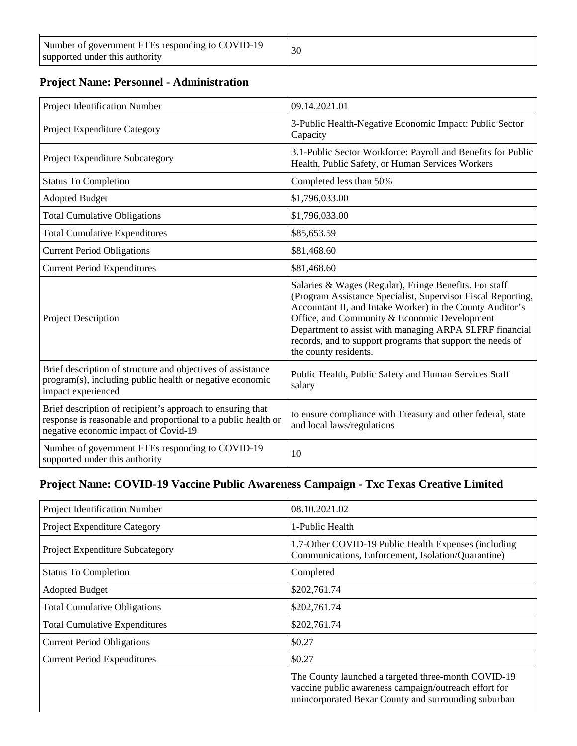| Number of government FTEs responding to COVID-19 supported under this authority | 30 |
|---|---|

## Project Name: Personnel - Administration

| Project Identification Number | 09.14.2021.01 |
|---|---|
| Project Expenditure Category | 3-Public Health-Negative Economic Impact: Public Sector Capacity |
| Project Expenditure Subcategory | 3.1-Public Sector Workforce: Payroll and Benefits for Public Health, Public Safety, or Human Services Workers |
| Status To Completion | Completed less than 50% |
| Adopted Budget | $1,796,033.00 |
| Total Cumulative Obligations | $1,796,033.00 |
| Total Cumulative Expenditures | $85,653.59 |
| Current Period Obligations | $81,468.60 |
| Current Period Expenditures | $81,468.60 |
| Project Description | Salaries & Wages (Regular), Fringe Benefits. For staff (Program Assistance Specialist, Supervisor Fiscal Reporting, Accountant II, and Intake Worker) in the County Auditor's Office, and Community & Economic Development Department to assist with managing ARPA SLFRF financial records, and to support programs that support the needs of the county residents. |
| Brief description of structure and objectives of assistance program(s), including public health or negative economic impact experienced | Public Health, Public Safety and Human Services Staff salary |
| Brief description of recipient's approach to ensuring that response is reasonable and proportional to a public health or negative economic impact of Covid-19 | to ensure compliance with Treasury and other federal, state and local laws/regulations |
| Number of government FTEs responding to COVID-19 supported under this authority | 10 |

## Project Name: COVID-19 Vaccine Public Awareness Campaign - Txc Texas Creative Limited

| Project Identification Number | 08.10.2021.02 |
|---|---|
| Project Expenditure Category | 1-Public Health |
| Project Expenditure Subcategory | 1.7-Other COVID-19 Public Health Expenses (including Communications, Enforcement, Isolation/Quarantine) |
| Status To Completion | Completed |
| Adopted Budget | $202,761.74 |
| Total Cumulative Obligations | $202,761.74 |
| Total Cumulative Expenditures | $202,761.74 |
| Current Period Obligations | $0.27 |
| Current Period Expenditures | $0.27 |
| | The County launched a targeted three-month COVID-19 vaccine public awareness campaign/outreach effort for unincorporated Bexar County and surrounding suburban |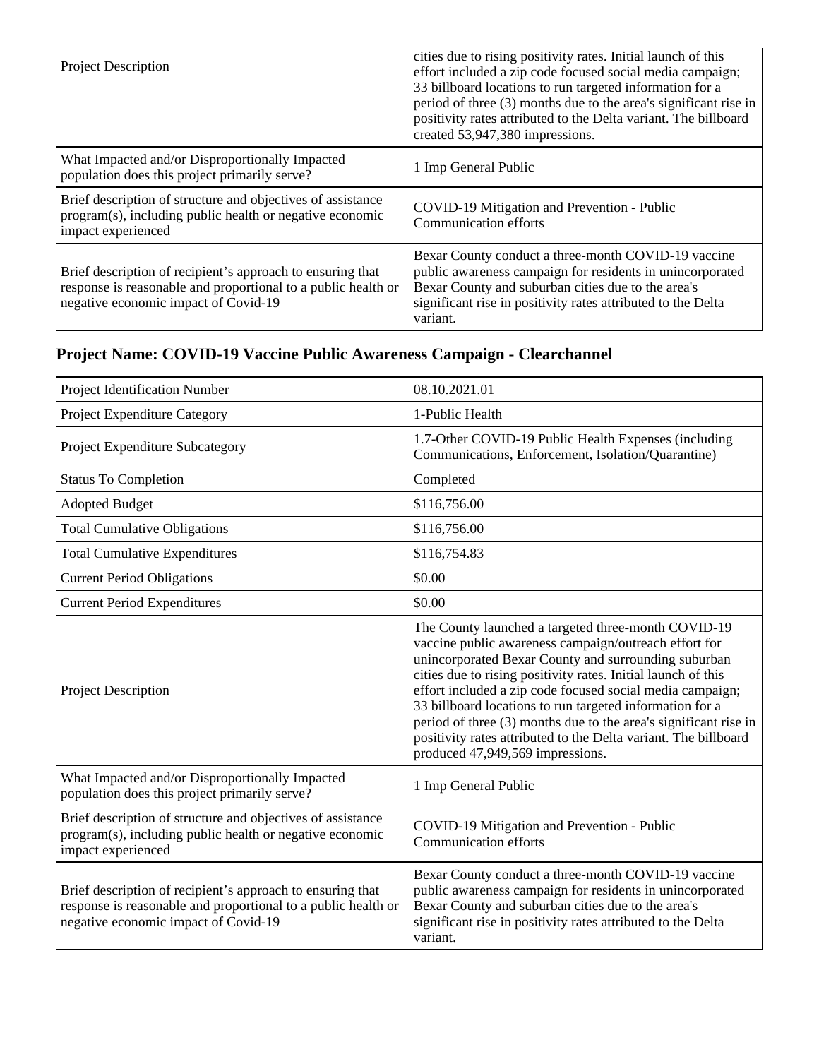| | |
|---|---|
| Project Description | cities due to rising positivity rates. Initial launch of this effort included a zip code focused social media campaign; 33 billboard locations to run targeted information for a period of three (3) months due to the area's significant rise in positivity rates attributed to the Delta variant. The billboard created 53,947,380 impressions. |
| What Impacted and/or Disproportionally Impacted population does this project primarily serve? | 1 Imp General Public |
| Brief description of structure and objectives of assistance program(s), including public health or negative economic impact experienced | COVID-19 Mitigation and Prevention - Public Communication efforts |
| Brief description of recipient's approach to ensuring that response is reasonable and proportional to a public health or negative economic impact of Covid-19 | Bexar County conduct a three-month COVID-19 vaccine public awareness campaign for residents in unincorporated Bexar County and suburban cities due to the area's significant rise in positivity rates attributed to the Delta variant. |

## Project Name: COVID-19 Vaccine Public Awareness Campaign - Clearchannel

| | |
|---|---|
| Project Identification Number | 08.10.2021.01 |
| Project Expenditure Category | 1-Public Health |
| Project Expenditure Subcategory | 1.7-Other COVID-19 Public Health Expenses (including Communications, Enforcement, Isolation/Quarantine) |
| Status To Completion | Completed |
| Adopted Budget | $116,756.00 |
| Total Cumulative Obligations | $116,756.00 |
| Total Cumulative Expenditures | $116,754.83 |
| Current Period Obligations | $0.00 |
| Current Period Expenditures | $0.00 |
| Project Description | The County launched a targeted three-month COVID-19 vaccine public awareness campaign/outreach effort for unincorporated Bexar County and surrounding suburban cities due to rising positivity rates. Initial launch of this effort included a zip code focused social media campaign; 33 billboard locations to run targeted information for a period of three (3) months due to the area's significant rise in positivity rates attributed to the Delta variant. The billboard produced 47,949,569 impressions. |
| What Impacted and/or Disproportionally Impacted population does this project primarily serve? | 1 Imp General Public |
| Brief description of structure and objectives of assistance program(s), including public health or negative economic impact experienced | COVID-19 Mitigation and Prevention - Public Communication efforts |
| Brief description of recipient's approach to ensuring that response is reasonable and proportional to a public health or negative economic impact of Covid-19 | Bexar County conduct a three-month COVID-19 vaccine public awareness campaign for residents in unincorporated Bexar County and suburban cities due to the area's significant rise in positivity rates attributed to the Delta variant. |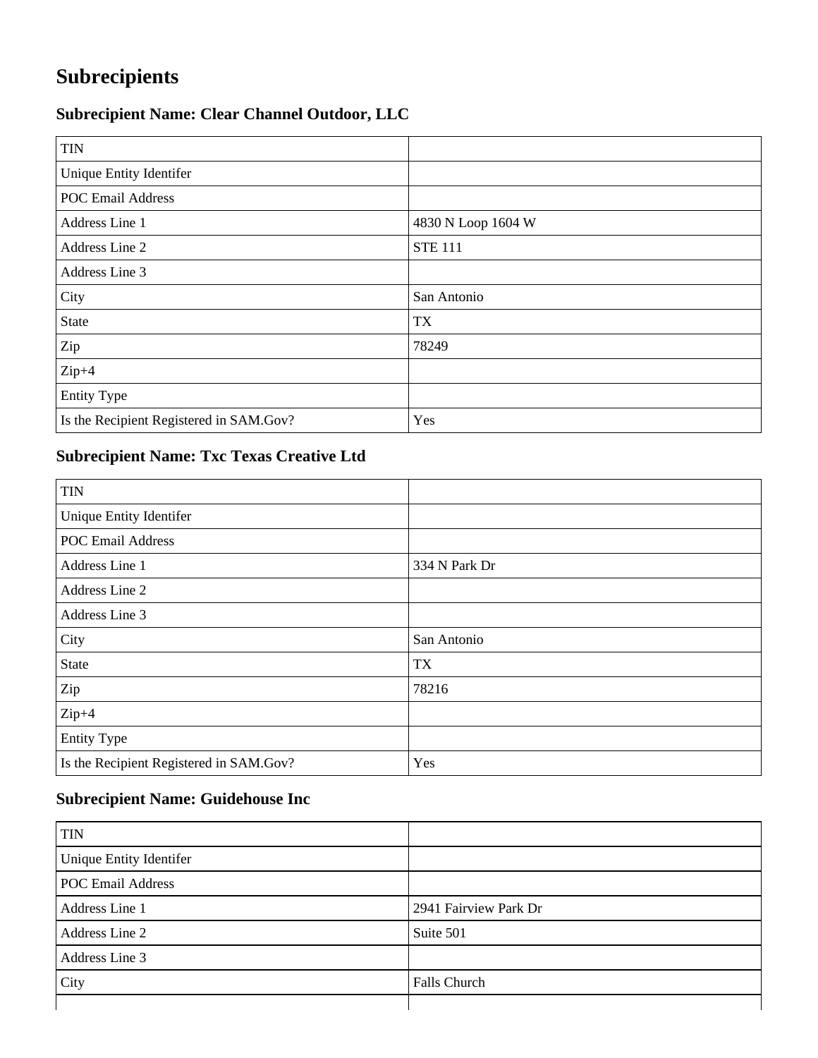# Subrecipients

### Subrecipient Name: Clear Channel Outdoor, LLC

| | |
|---|---|
| TIN | |
| Unique Entity Identifer | |
| POC Email Address | |
| Address Line 1 | 4830 N Loop 1604 W |
| Address Line 2 | STE 111 |
| Address Line 3 | |
| City | San Antonio |
| State | TX |
| Zip | 78249 |
| Zip+4 | |
| Entity Type | |
| Is the Recipient Registered in SAM.Gov? | Yes |

### Subrecipient Name: Txc Texas Creative Ltd

| | |
|---|---|
| TIN | |
| Unique Entity Identifer | |
| POC Email Address | |
| Address Line 1 | 334 N Park Dr |
| Address Line 2 | |
| Address Line 3 | |
| City | San Antonio |
| State | TX |
| Zip | 78216 |
| Zip+4 | |
| Entity Type | |
| Is the Recipient Registered in SAM.Gov? | Yes |

### Subrecipient Name: Guidehouse Inc

| | |
|---|---|
| TIN | |
| Unique Entity Identifer | |
| POC Email Address | |
| Address Line 1 | 2941 Fairview Park Dr |
| Address Line 2 | Suite 501 |
| Address Line 3 | |
| City | Falls Church |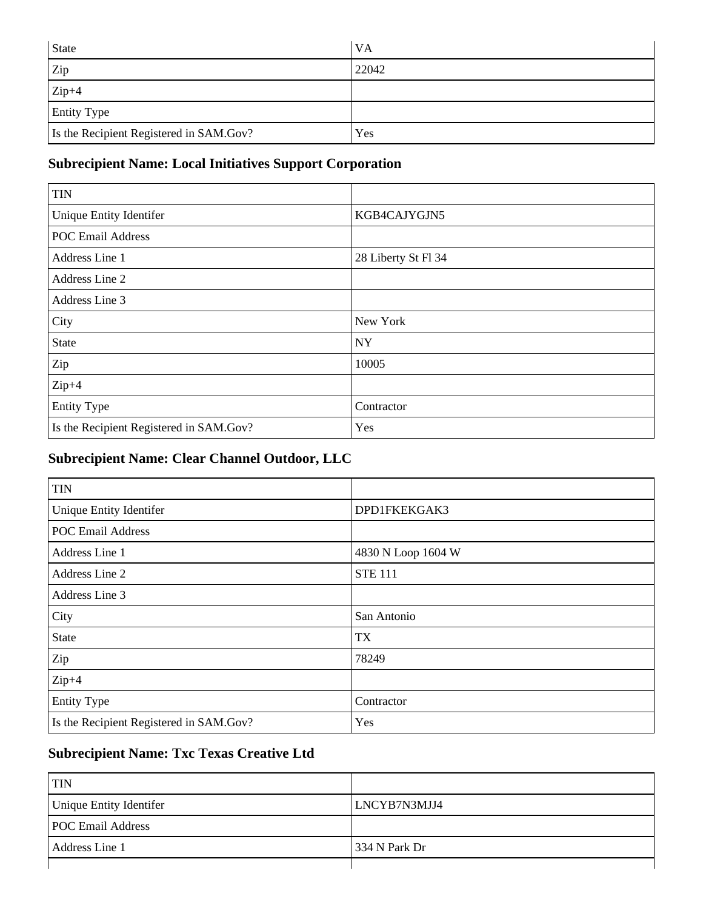| | |
|---|---|
| State | VA |
| Zip | 22042 |
| Zip+4 | |
| Entity Type | |
| Is the Recipient Registered in SAM.Gov? | Yes |

### Subrecipient Name: Local Initiatives Support Corporation

| | |
|---|---|
| TIN | |
| Unique Entity Identifer | KGB4CAJYGJN5 |
| POC Email Address | |
| Address Line 1 | 28 Liberty St Fl 34 |
| Address Line 2 | |
| Address Line 3 | |
| City | New York |
| State | NY |
| Zip | 10005 |
| Zip+4 | |
| Entity Type | Contractor |
| Is the Recipient Registered in SAM.Gov? | Yes |

### Subrecipient Name: Clear Channel Outdoor, LLC

| | |
|---|---|
| TIN | |
| Unique Entity Identifer | DPD1FKEKGAK3 |
| POC Email Address | |
| Address Line 1 | 4830 N Loop 1604 W |
| Address Line 2 | STE 111 |
| Address Line 3 | |
| City | San Antonio |
| State | TX |
| Zip | 78249 |
| Zip+4 | |
| Entity Type | Contractor |
| Is the Recipient Registered in SAM.Gov? | Yes |

### Subrecipient Name: Txc Texas Creative Ltd

| | |
|---|---|
| TIN | |
| Unique Entity Identifer | LNCYB7N3MJJ4 |
| POC Email Address | |
| Address Line 1 | 334 N Park Dr |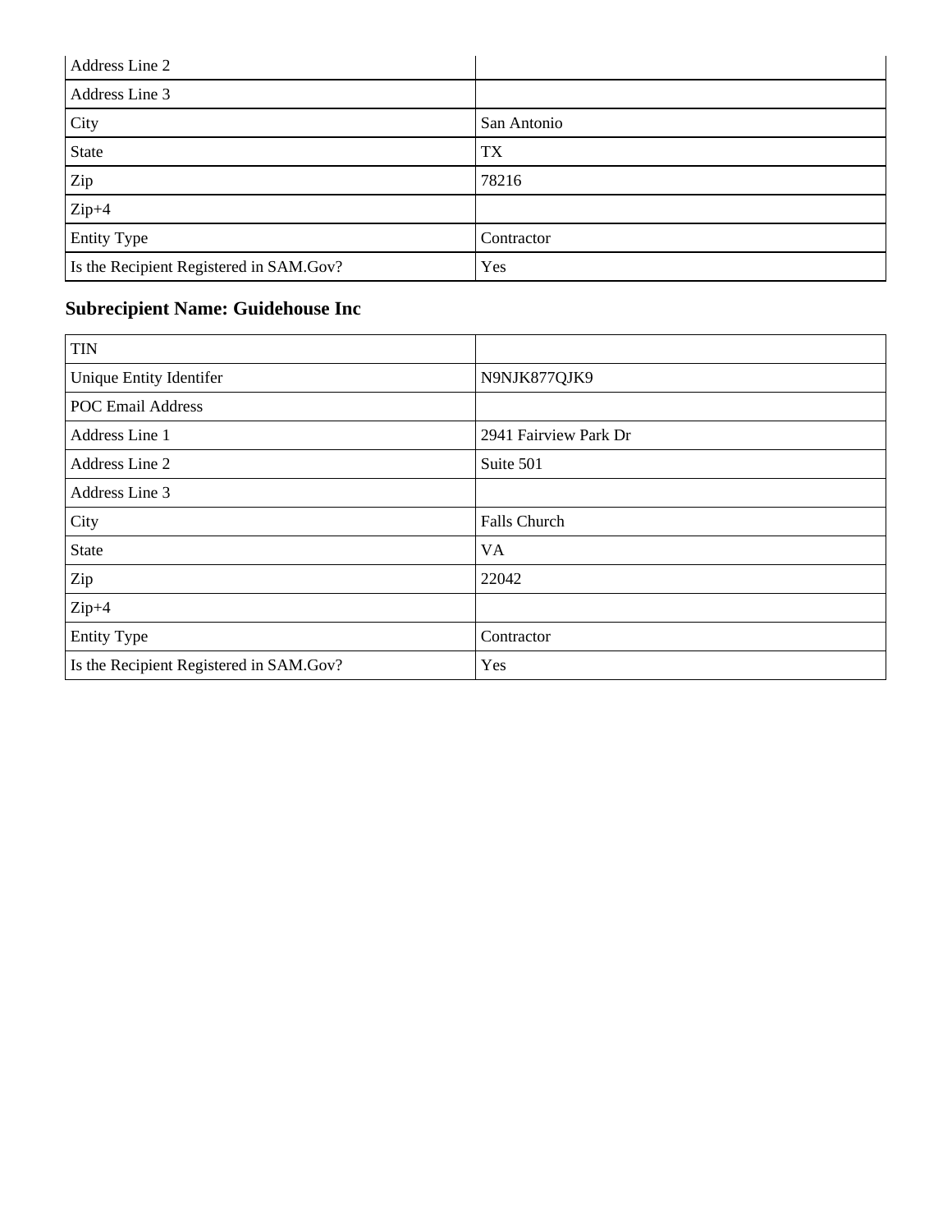| | |
|---|---|
| Address Line 2 | |
| Address Line 3 | |
| City | San Antonio |
| State | TX |
| Zip | 78216 |
| Zip+4 | |
| Entity Type | Contractor |
| Is the Recipient Registered in SAM.Gov? | Yes |

### Subrecipient Name: Guidehouse Inc

| | |
|---|---|
| TIN | |
| Unique Entity Identifer | N9NJK877QJK9 |
| POC Email Address | |
| Address Line 1 | 2941 Fairview Park Dr |
| Address Line 2 | Suite 501 |
| Address Line 3 | |
| City | Falls Church |
| State | VA |
| Zip | 22042 |
| Zip+4 | |
| Entity Type | Contractor |
| Is the Recipient Registered in SAM.Gov? | Yes |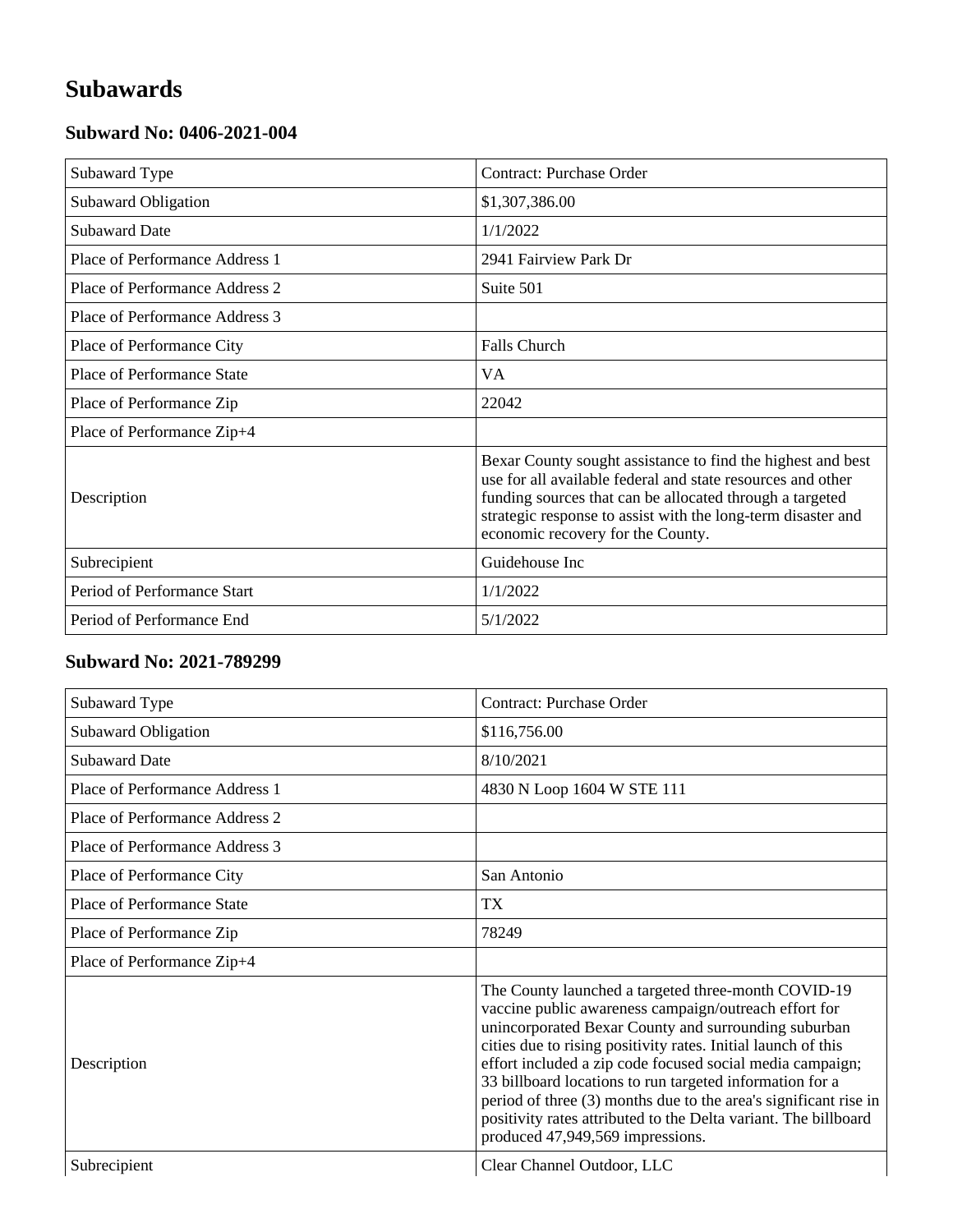# Subawards

### Subward No: 0406-2021-004

| | |
|---|---|
| Subaward Type | Contract: Purchase Order |
| Subaward Obligation | $1,307,386.00 |
| Subaward Date | 1/1/2022 |
| Place of Performance Address 1 | 2941 Fairview Park Dr |
| Place of Performance Address 2 | Suite 501 |
| Place of Performance Address 3 | |
| Place of Performance City | Falls Church |
| Place of Performance State | VA |
| Place of Performance Zip | 22042 |
| Place of Performance Zip+4 | |
| Description | Bexar County sought assistance to find the highest and best use for all available federal and state resources and other funding sources that can be allocated through a targeted strategic response to assist with the long-term disaster and economic recovery for the County. |
| Subrecipient | Guidehouse Inc |
| Period of Performance Start | 1/1/2022 |
| Period of Performance End | 5/1/2022 |

### Subward No: 2021-789299

| | |
|---|---|
| Subaward Type | Contract: Purchase Order |
| Subaward Obligation | $116,756.00 |
| Subaward Date | 8/10/2021 |
| Place of Performance Address 1 | 4830 N Loop 1604 W STE 111 |
| Place of Performance Address 2 | |
| Place of Performance Address 3 | |
| Place of Performance City | San Antonio |
| Place of Performance State | TX |
| Place of Performance Zip | 78249 |
| Place of Performance Zip+4 | |
| Description | The County launched a targeted three-month COVID-19 vaccine public awareness campaign/outreach effort for unincorporated Bexar County and surrounding suburban cities due to rising positivity rates. Initial launch of this effort included a zip code focused social media campaign; 33 billboard locations to run targeted information for a period of three (3) months due to the area's significant rise in positivity rates attributed to the Delta variant. The billboard produced 47,949,569 impressions. |
| Subrecipient | Clear Channel Outdoor, LLC |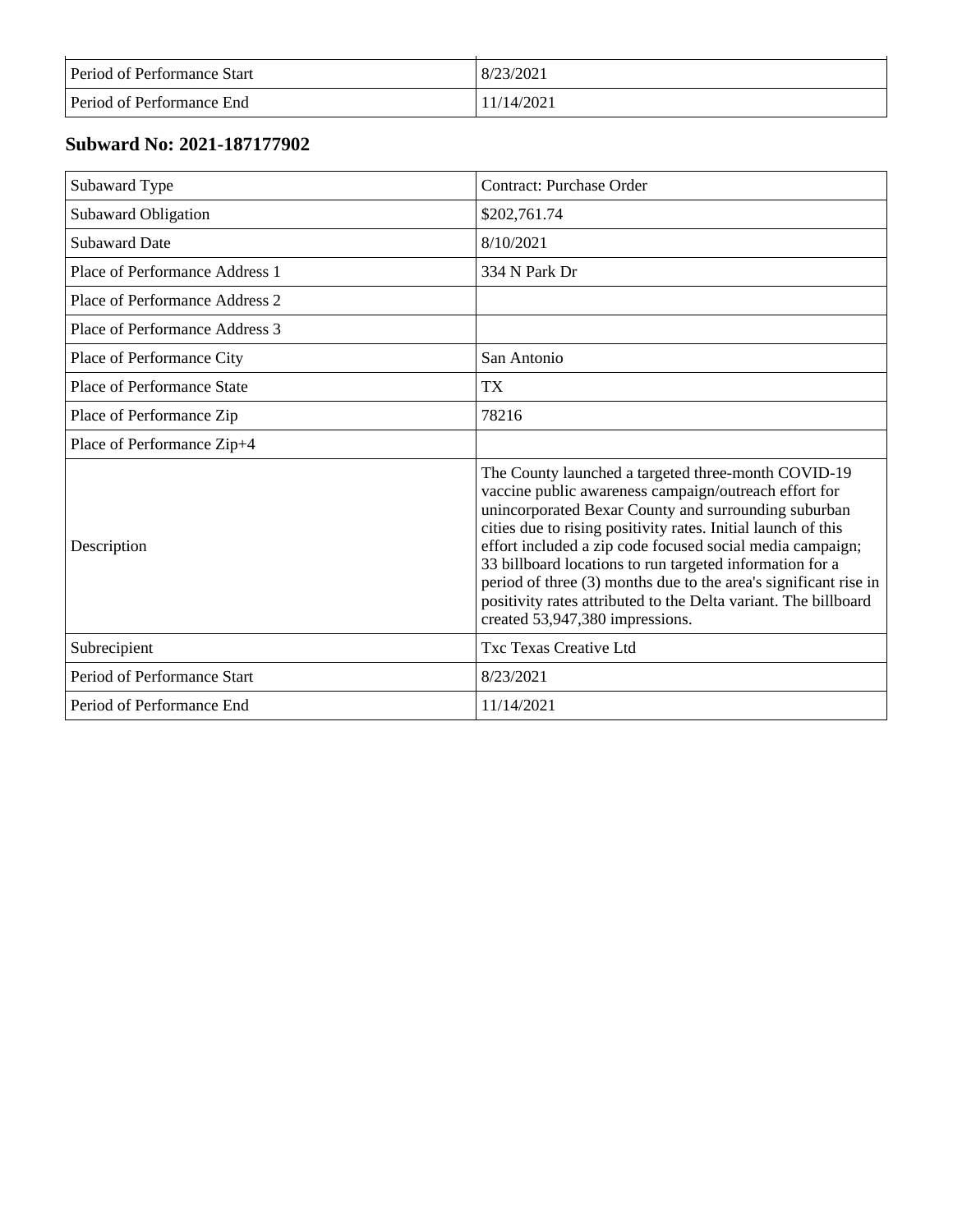| | |
|---|---|
| Period of Performance Start | 8/23/2021 |
| Period of Performance End | 11/14/2021 |

### Subward No: 2021-187177902

| | |
|---|---|
| Subaward Type | Contract: Purchase Order |
| Subaward Obligation | $202,761.74 |
| Subaward Date | 8/10/2021 |
| Place of Performance Address 1 | 334 N Park Dr |
| Place of Performance Address 2 | |
| Place of Performance Address 3 | |
| Place of Performance City | San Antonio |
| Place of Performance State | TX |
| Place of Performance Zip | 78216 |
| Place of Performance Zip+4 | |
| Description | The County launched a targeted three-month COVID-19 vaccine public awareness campaign/outreach effort for unincorporated Bexar County and surrounding suburban cities due to rising positivity rates. Initial launch of this effort included a zip code focused social media campaign; 33 billboard locations to run targeted information for a period of three (3) months due to the area's significant rise in positivity rates attributed to the Delta variant. The billboard created 53,947,380 impressions. |
| Subrecipient | Txc Texas Creative Ltd |
| Period of Performance Start | 8/23/2021 |
| Period of Performance End | 11/14/2021 |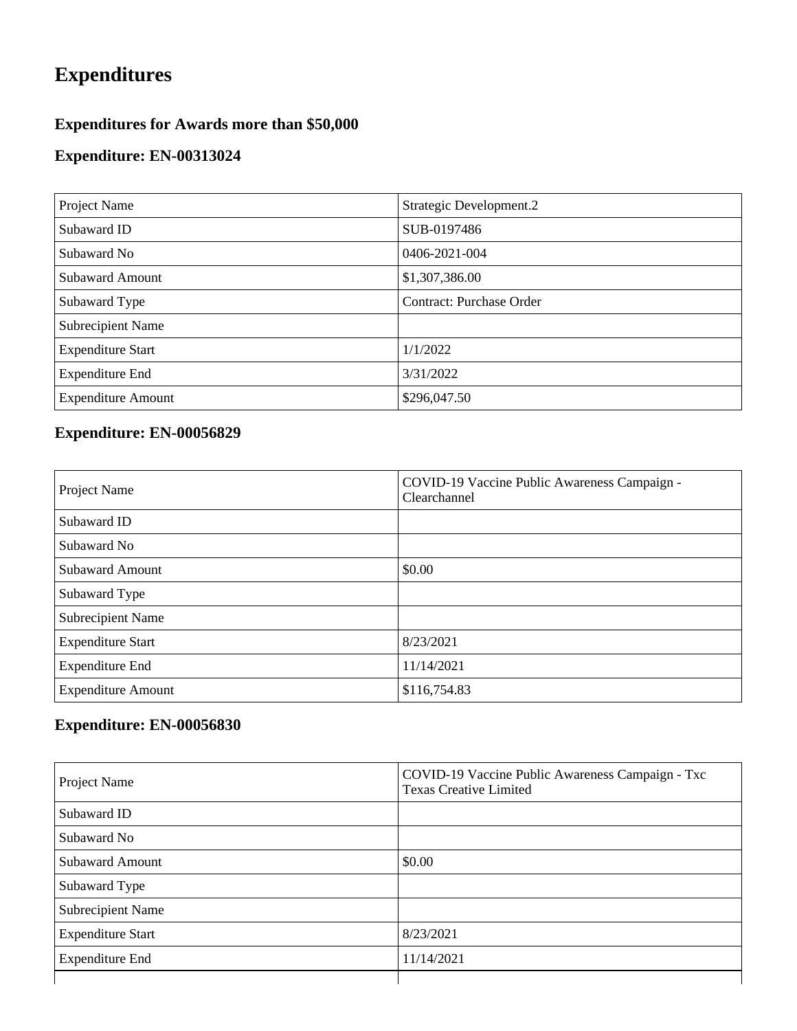# Expenditures

## Expenditures for Awards more than $50,000

### Expenditure: EN-00313024

| | |
|---|---|
| Project Name | Strategic Development.2 |
| Subaward ID | SUB-0197486 |
| Subaward No | 0406-2021-004 |
| Subaward Amount | $1,307,386.00 |
| Subaward Type | Contract: Purchase Order |
| Subrecipient Name | |
| Expenditure Start | 1/1/2022 |
| Expenditure End | 3/31/2022 |
| Expenditure Amount | $296,047.50 |

### Expenditure: EN-00056829

| | |
|---|---|
| Project Name | COVID-19 Vaccine Public Awareness Campaign - Clearchannel |
| Subaward ID | |
| Subaward No | |
| Subaward Amount | $0.00 |
| Subaward Type | |
| Subrecipient Name | |
| Expenditure Start | 8/23/2021 |
| Expenditure End | 11/14/2021 |
| Expenditure Amount | $116,754.83 |

### Expenditure: EN-00056830

| | |
|---|---|
| Project Name | COVID-19 Vaccine Public Awareness Campaign - Txc Texas Creative Limited |
| Subaward ID | |
| Subaward No | |
| Subaward Amount | $0.00 |
| Subaward Type | |
| Subrecipient Name | |
| Expenditure Start | 8/23/2021 |
| Expenditure End | 11/14/2021 |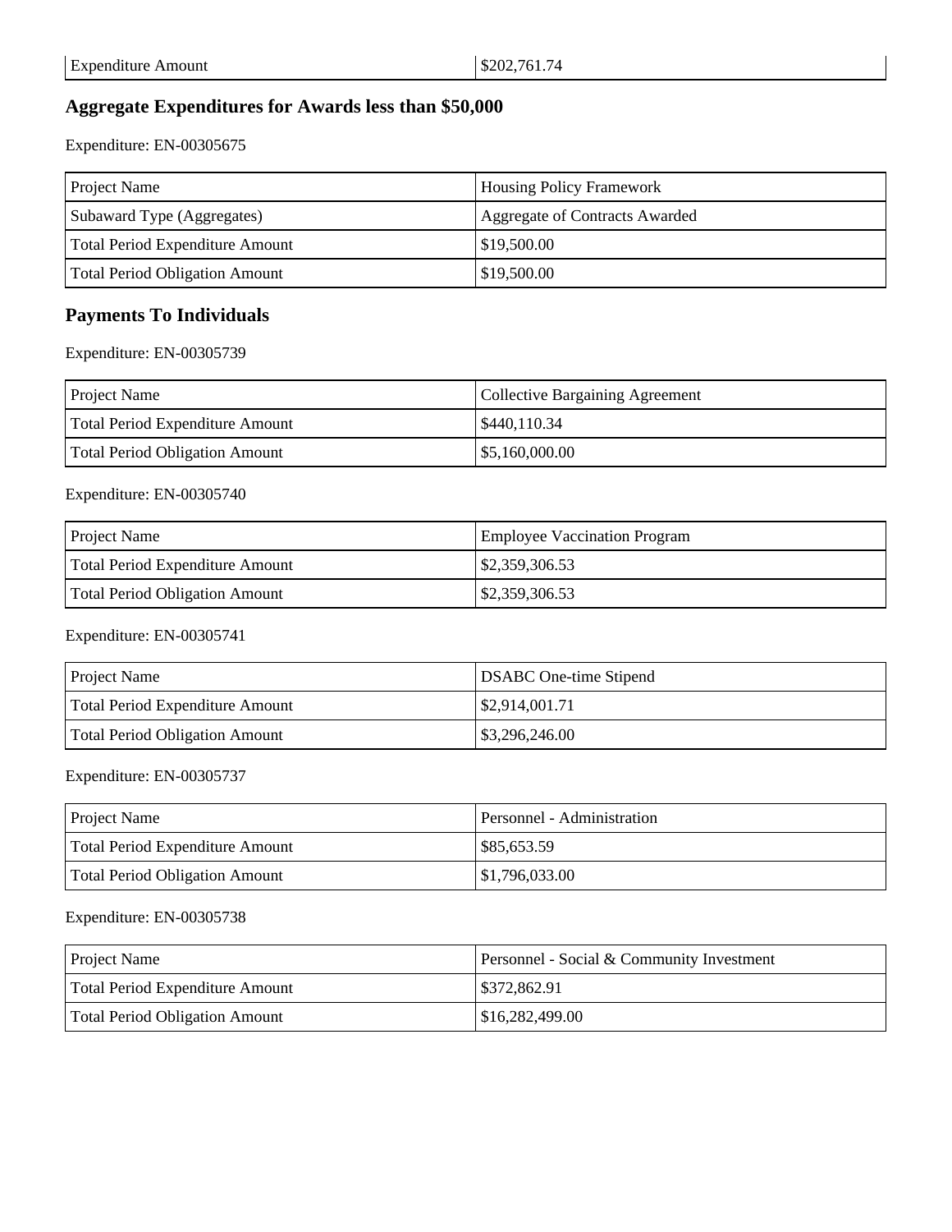| Expenditure Amount | $202,761.74 |
|---|---|

## Aggregate Expenditures for Awards less than $50,000

Expenditure: EN-00305675

| Project Name | Housing Policy Framework |
|---|---|
| Subaward Type (Aggregates) | Aggregate of Contracts Awarded |
| Total Period Expenditure Amount | $19,500.00 |
| Total Period Obligation Amount | $19,500.00 |

## Payments To Individuals

Expenditure: EN-00305739

| Project Name | Collective Bargaining Agreement |
|---|---|
| Total Period Expenditure Amount | $440,110.34 |
| Total Period Obligation Amount | $5,160,000.00 |

Expenditure: EN-00305740

| Project Name | Employee Vaccination Program |
|---|---|
| Total Period Expenditure Amount | $2,359,306.53 |
| Total Period Obligation Amount | $2,359,306.53 |

Expenditure: EN-00305741

| Project Name | DSABC One-time Stipend |
|---|---|
| Total Period Expenditure Amount | $2,914,001.71 |
| Total Period Obligation Amount | $3,296,246.00 |

Expenditure: EN-00305737

| Project Name | Personnel - Administration |
|---|---|
| Total Period Expenditure Amount | $85,653.59 |
| Total Period Obligation Amount | $1,796,033.00 |

Expenditure: EN-00305738

| Project Name | Personnel - Social & Community Investment |
|---|---|
| Total Period Expenditure Amount | $372,862.91 |
| Total Period Obligation Amount | $16,282,499.00 |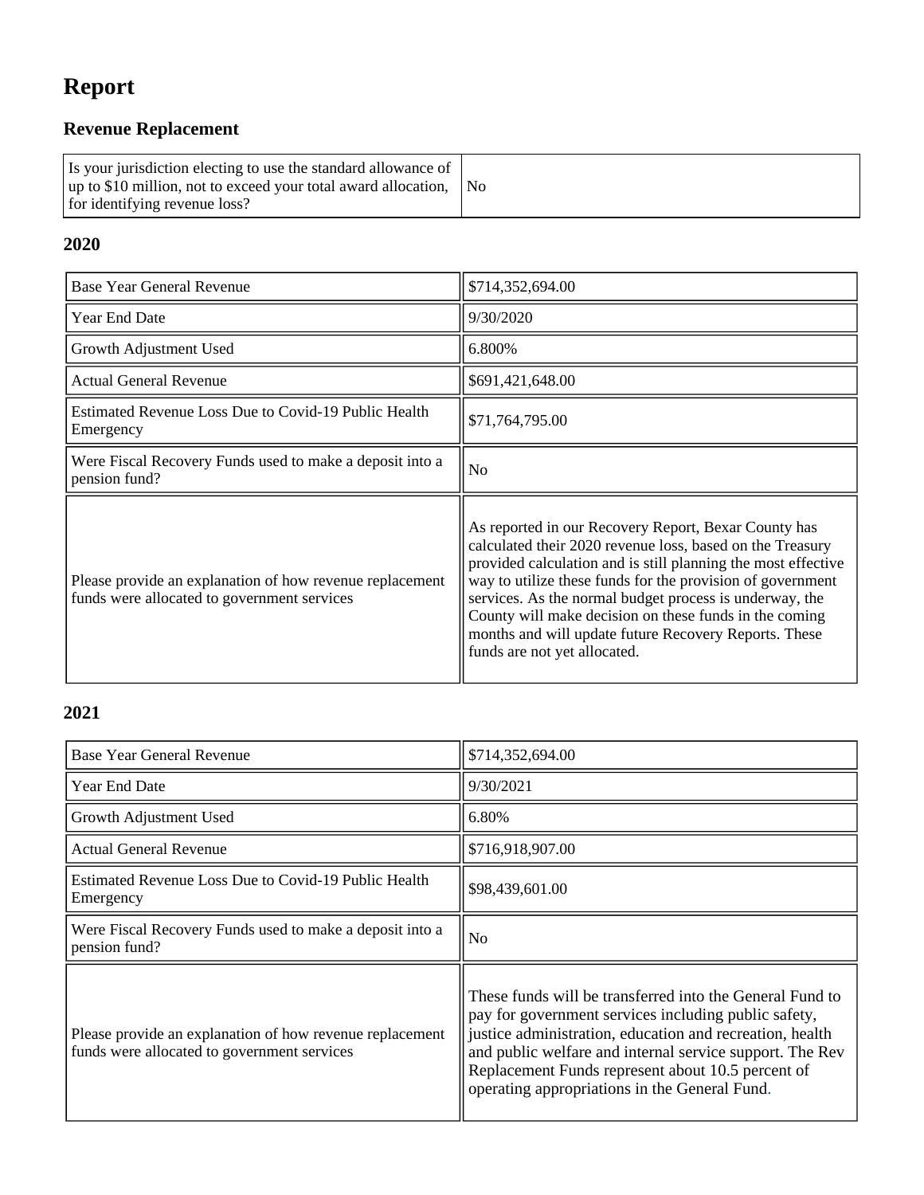# Report

## Revenue Replacement

| Is your jurisdiction electing to use the standard allowance of up to $10 million, not to exceed your total award allocation, for identifying revenue loss? | No |
|---|---|

### 2020

| Base Year General Revenue | $714,352,694.00 |
|---|---|
| Year End Date | 9/30/2020 |
| Growth Adjustment Used | 6.800% |
| Actual General Revenue | $691,421,648.00 |
| Estimated Revenue Loss Due to Covid-19 Public Health Emergency | $71,764,795.00 |
| Were Fiscal Recovery Funds used to make a deposit into a pension fund? | No |
| Please provide an explanation of how revenue replacement funds were allocated to government services | As reported in our Recovery Report, Bexar County has calculated their 2020 revenue loss, based on the Treasury provided calculation and is still planning the most effective way to utilize these funds for the provision of government services. As the normal budget process is underway, the County will make decision on these funds in the coming months and will update future Recovery Reports. These funds are not yet allocated. |

### 2021

| Base Year General Revenue | $714,352,694.00 |
|---|---|
| Year End Date | 9/30/2021 |
| Growth Adjustment Used | 6.80% |
| Actual General Revenue | $716,918,907.00 |
| Estimated Revenue Loss Due to Covid-19 Public Health Emergency | $98,439,601.00 |
| Were Fiscal Recovery Funds used to make a deposit into a pension fund? | No |
| Please provide an explanation of how revenue replacement funds were allocated to government services | These funds will be transferred into the General Fund to pay for government services including public safety, justice administration, education and recreation, health and public welfare and internal service support. The Rev Replacement Funds represent about 10.5 percent of operating appropriations in the General Fund. |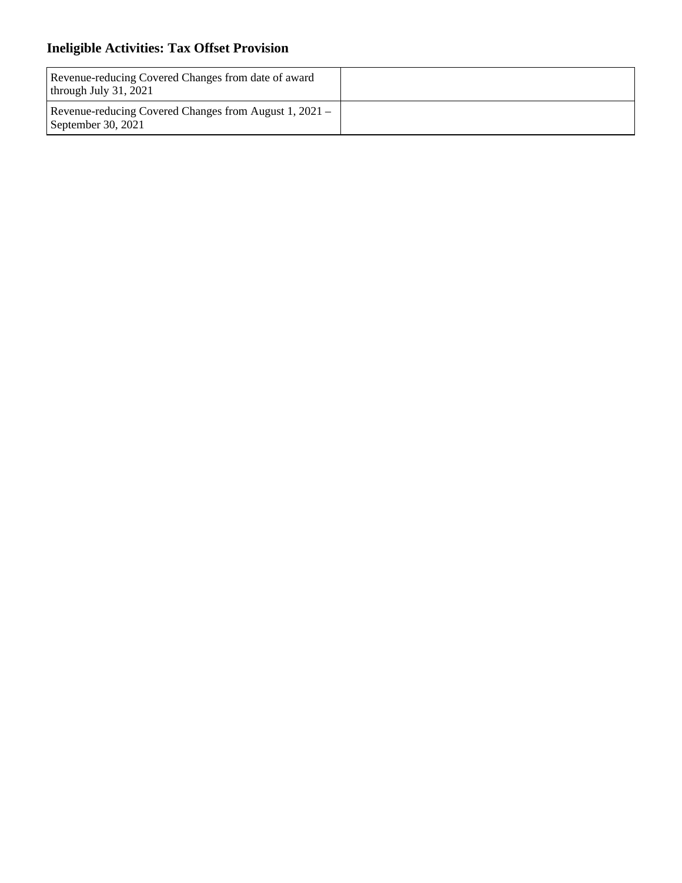## Ineligible Activities: Tax Offset Provision

| | |
|---|---|
| Revenue-reducing Covered Changes from date of award through July 31, 2021 | |
| Revenue-reducing Covered Changes from August 1, 2021 – September 30, 2021 | |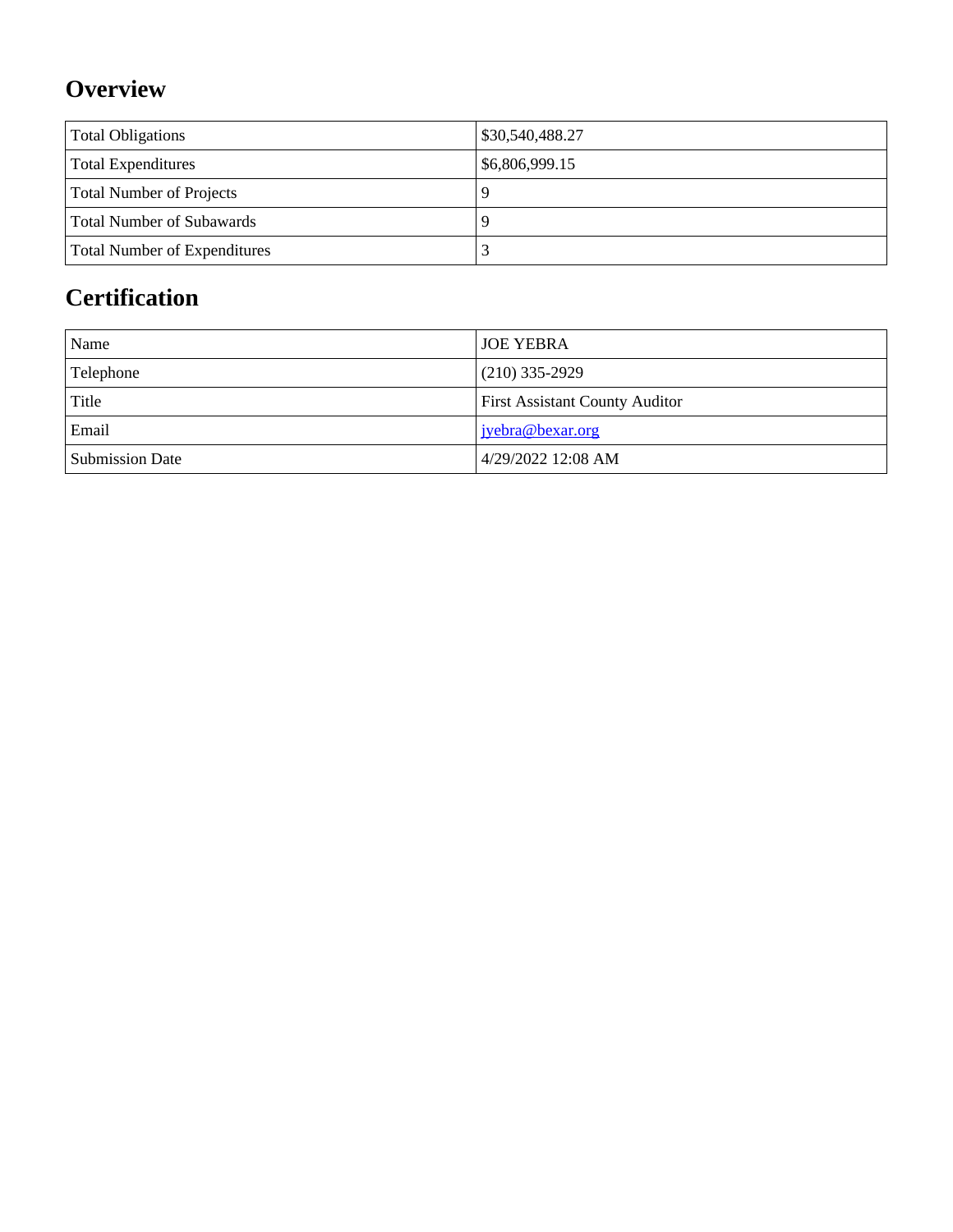## Overview

| | |
|---|---|
| Total Obligations | $30,540,488.27 |
| Total Expenditures | $6,806,999.15 |
| Total Number of Projects | 9 |
| Total Number of Subawards | 9 |
| Total Number of Expenditures | 3 |

## Certification

| | |
|---|---|
| Name | JOE YEBRA |
| Telephone | (210) 335-2929 |
| Title | First Assistant County Auditor |
| Email | jyebra@bexar.org |
| Submission Date | 4/29/2022 12:08 AM |